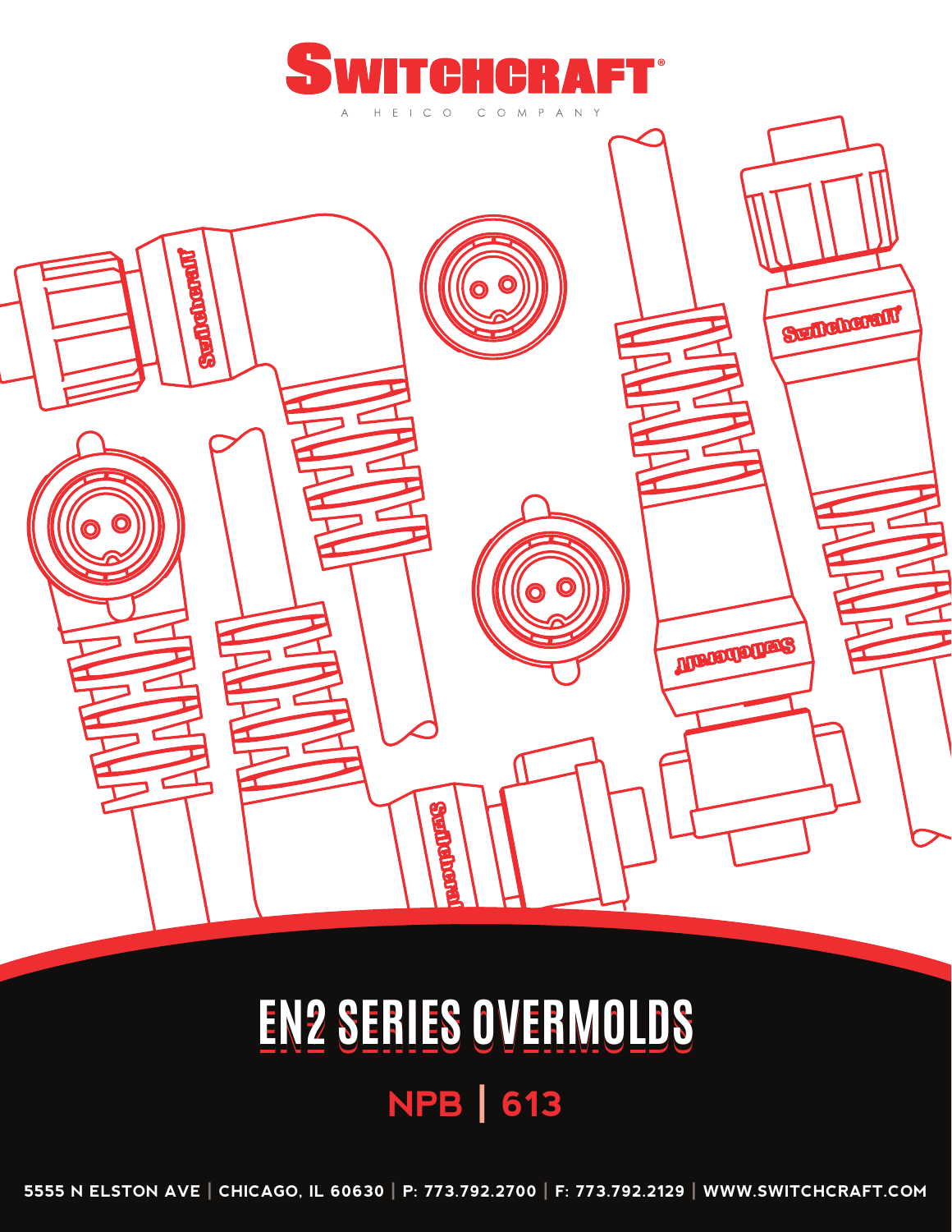# SWITCHCRAFT®

A HEICO COMPANY

# EN2 SERIES OVERMOLDS

## NPB | 613

5555 N ELSTON AVE | CHICAGO, IL 60630 | P: 773.792.2700 | F: 773.792.2129 | WWW.SWITCHCRAFT.COM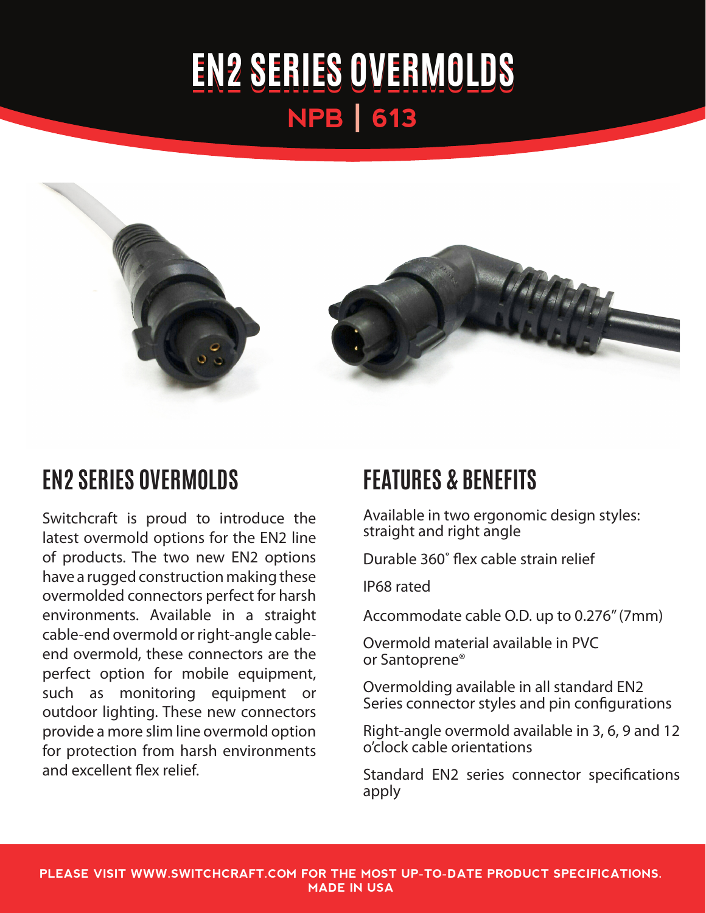# EN2 SERIES OVERMOLDS

## NPB | 613

## EN2 SERIES OVERMOLDS

Switchcraft is proud to introduce the latest overmold options for the EN2 line of products. The two new EN2 options have a rugged construction making these overmolded connectors perfect for harsh environments. Available in a straight cable-end overmold or right-angle cable-end overmold, these connectors are the perfect option for mobile equipment, such as monitoring equipment or outdoor lighting. These new connectors provide a more slim line overmold option for protection from harsh environments and excellent flex relief.

## FEATURES & BENEFITS

Available in two ergonomic design styles: straight and right angle

Durable 360˚ flex cable strain relief

IP68 rated

Accommodate cable O.D. up to 0.276" (7mm)

Overmold material available in PVC or Santoprene®

Overmolding available in all standard EN2 Series connector styles and pin configurations

Right-angle overmold available in 3, 6, 9 and 12 o'clock cable orientations

Standard EN2 series connector specifications apply

**PLEASE VISIT WWW.SWITCHCRAFT.COM FOR THE MOST UP-TO-DATE PRODUCT SPECIFICATIONS. MADE IN USA**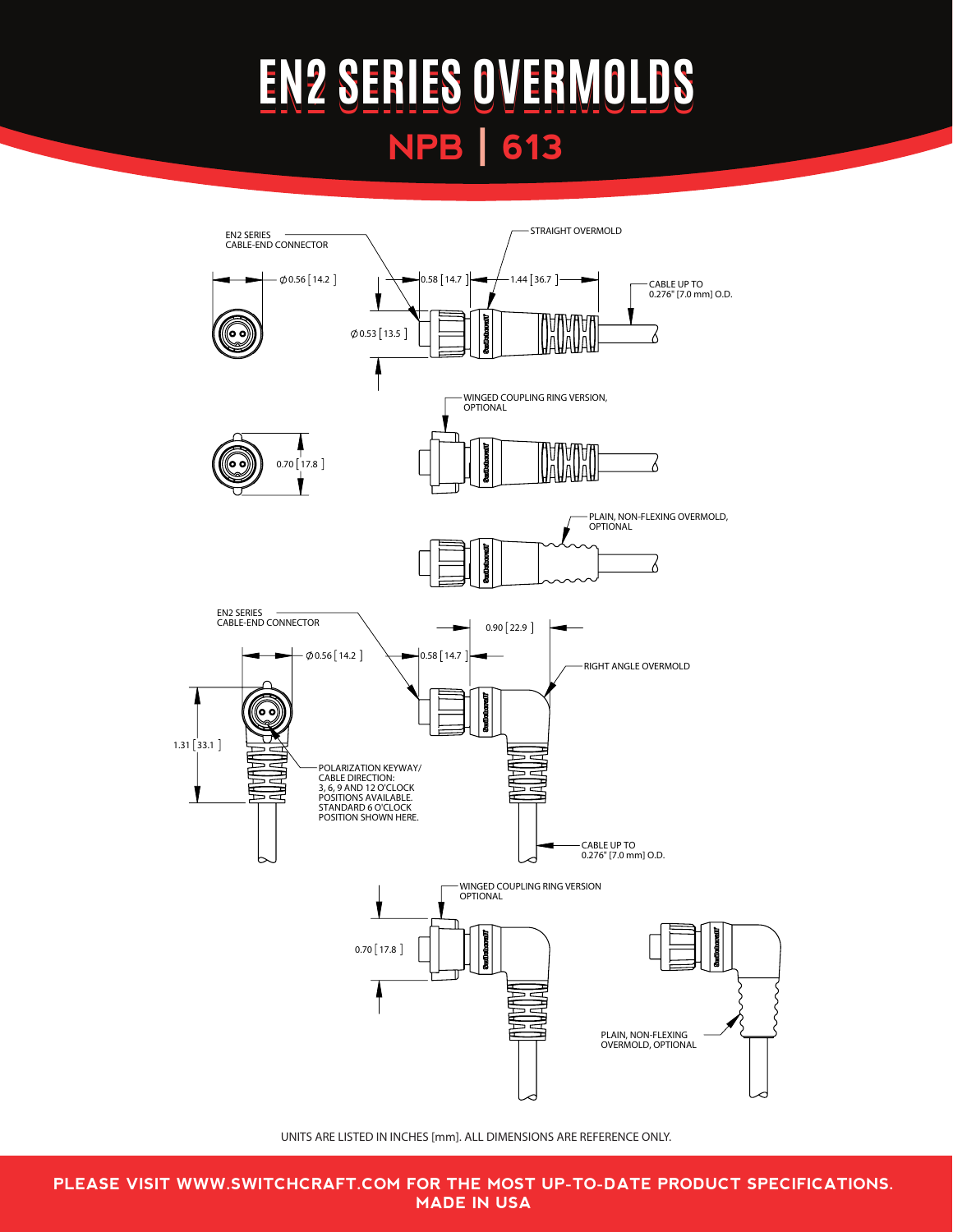# EN2 SERIES OVERMOLDS

## NPB | 613

EN2 SERIES CABLE-END CONNECTOR

STRAIGHT OVERMOLD

∅0.56 [ 14.2 ]

0.58 [ 14.7 ]

1.44 [ 36.7 ]

CABLE UP TO 0.276" [7.0 mm] O.D.

∅0.53 [ 13.5 ]

WINGED COUPLING RING VERSION, OPTIONAL

0.70 [ 17.8 ]

PLAIN, NON-FLEXING OVERMOLD, OPTIONAL

EN2 SERIES CABLE-END CONNECTOR

0.90 [ 22.9 ]

∅0.56 [ 14.2 ]

0.58 [ 14.7 ]

RIGHT ANGLE OVERMOLD

1.31 [ 33.1 ]

POLARIZATION KEYWAY/ CABLE DIRECTION: 3, 6, 9 AND 12 O'CLOCK POSITIONS AVAILABLE. STANDARD 6 O'CLOCK POSITION SHOWN HERE.

CABLE UP TO 0.276" [7.0 mm] O.D.

WINGED COUPLING RING VERSION OPTIONAL

0.70 [ 17.8 ]

PLAIN, NON-FLEXING OVERMOLD, OPTIONAL

UNITS ARE LISTED IN INCHES [mm]. ALL DIMENSIONS ARE REFERENCE ONLY.

**PLEASE VISIT WWW.SWITCHCRAFT.COM FOR THE MOST UP-TO-DATE PRODUCT SPECIFICATIONS.**
**MADE IN USA**